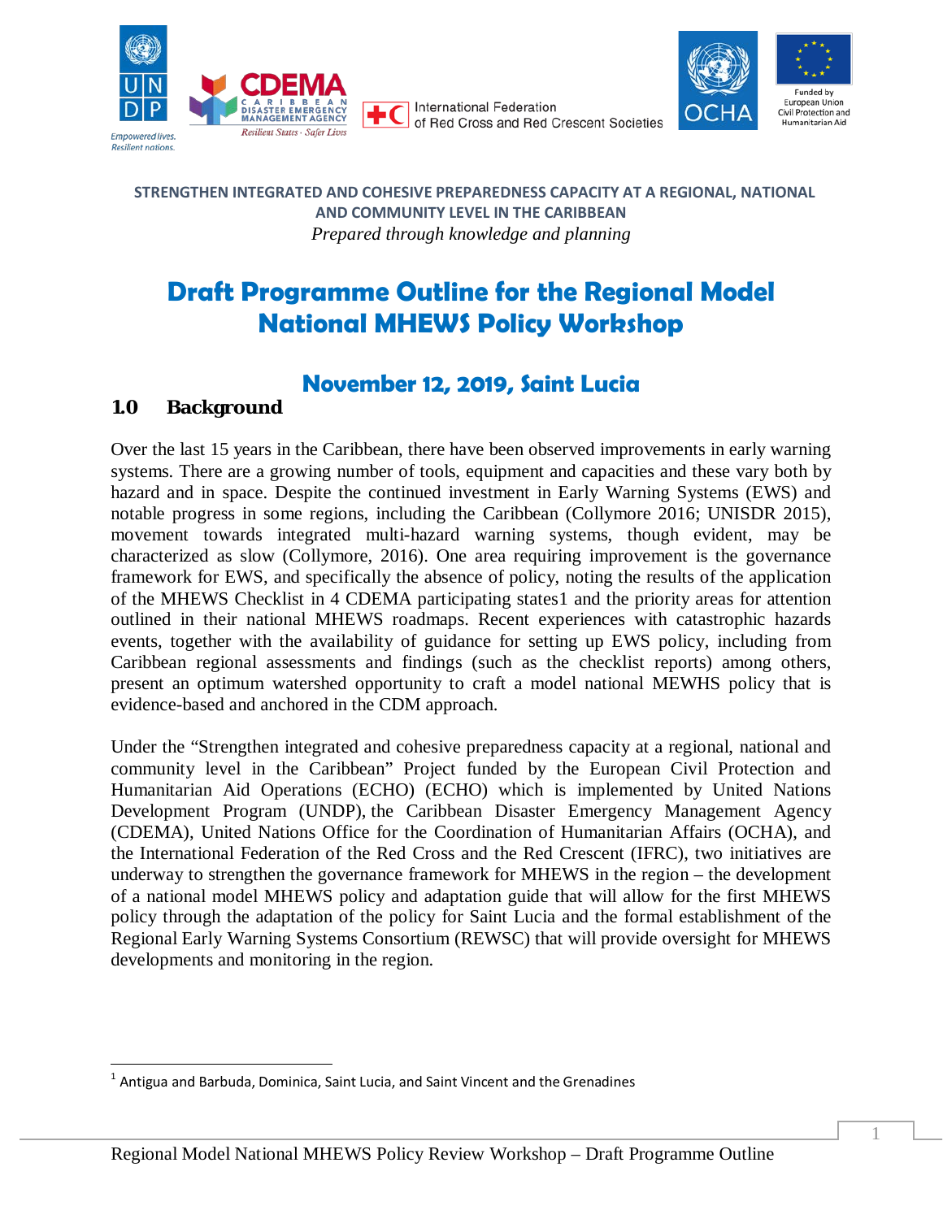STRENGTHEN INTEGRATED AND COHESIVE PREPAREDNESS CAPACITY AT A REGIONAL, NATIONAL AND COMMUNITY LEVEL IN THE CARIBBEAN

*Prepared through knowledge and planning*

# Draft Programme Outline for the Regional Model National MHEWS Policy Workshop

## November 12, 2019, Saint Lucia

## 1.0 Background

Over the last 15 years in the Caribbean, there have been observed improvements in early warning systems. There are a growing number of tools, equipment and capacities and these vary both by hazard and in space. Despite the continued investment in Early Warning Systems (EWS) and notable progress in some regions, including the Caribbean (Collymore 2016; UNISDR 2015), movement towards integrated multi-hazard warning systems, though evident, may be characterized as slow (Collymore, 2016). One area requiring improvement is the governance framework for EWS, and specifically the absence of policy, noting the results of the application of the MHEWS Checklist in 4 CDEMA participating states[1] and the priority areas for attention outlined in their national MHEWS roadmaps. Recent experiences with catastrophic hazards events, together with the availability of guidance for setting up EWS policy, including from Caribbean regional assessments and findings (such as the checklist reports) among others, present an optimum watershed opportunity to craft a model national MEWHS policy that is evidence-based and anchored in the CDM approach.

Under the "Strengthen integrated and cohesive preparedness capacity at a regional, national and community level in the Caribbean" Project funded by the European Civil Protection and Humanitarian Aid Operations (ECHO) (ECHO) which is implemented by United Nations Development Program (UNDP), the Caribbean Disaster Emergency Management Agency (CDEMA), United Nations Office for the Coordination of Humanitarian Affairs (OCHA), and the International Federation of the Red Cross and the Red Crescent (IFRC), two initiatives are underway to strengthen the governance framework for MHEWS in the region – the development of a national model MHEWS policy and adaptation guide that will allow for the first MHEWS policy through the adaptation of the policy for Saint Lucia and the formal establishment of the Regional Early Warning Systems Consortium (REWSC) that will provide oversight for MHEWS developments and monitoring in the region.

---

[1] Antigua and Barbuda, Dominica, Saint Lucia, and Saint Vincent and the Grenadines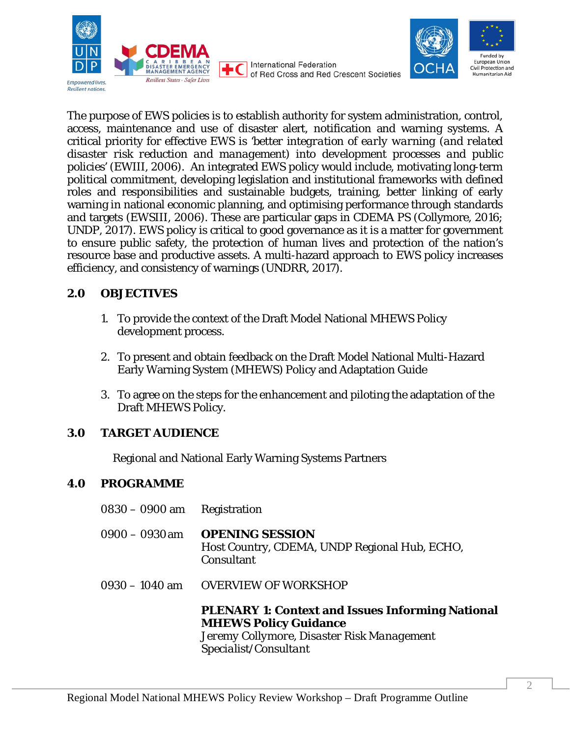The purpose of EWS policies is to establish authority for system administration, control, access, maintenance and use of disaster alert, notification and warning systems. A critical priority for effective EWS is *'better integration of early warning (and related disaster risk reduction and management) into development processes and public policies'* (EWIII, 2006). An integrated EWS policy would include, motivating long-term political commitment, developing legislation and institutional frameworks with defined roles and responsibilities and sustainable budgets, training, better linking of early warning in national economic planning, and optimising performance through standards and targets (EWSIII, 2006). These are particular gaps in CDEMA PS (Collymore, 2016; UNDP, 2017). EWS policy is critical to good governance as it is a matter for government to ensure public safety, the protection of human lives and protection of the nation's resource base and productive assets. A multi-hazard approach to EWS policy increases efficiency, and consistency of warnings (UNDRR, 2017).

## 2.0 OBJECTIVES

1. To provide the context of the Draft Model National MHEWS Policy development process.

2. To present and obtain feedback on the Draft Model National Multi-Hazard Early Warning System (MHEWS) Policy and Adaptation Guide

3. To agree on the steps for the enhancement and piloting the adaptation of the Draft MHEWS Policy.

## 3.0 TARGET AUDIENCE

Regional and National Early Warning Systems Partners

## 4.0 PROGRAMME

| | |
|---|---|
| 0830 – 0900 am | Registration |
| 0900 – 0930 am | **OPENING SESSION**<br>Host Country, CDEMA, UNDP Regional Hub, ECHO, Consultant |
| 0930 – 1040 am | OVERVIEW OF WORKSHOP<br><br>**PLENARY 1: Context and Issues Informing National MHEWS Policy Guidance**<br>*Jeremy Collymore, Disaster Risk Management Specialist/Consultant* |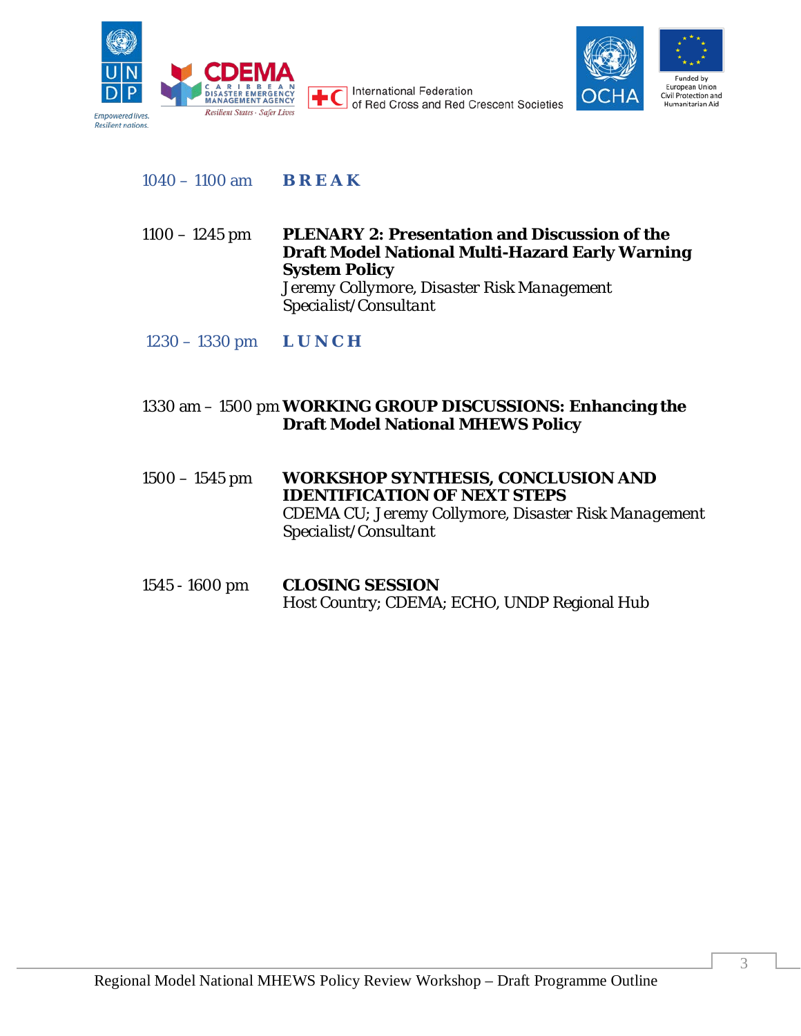1040 – 1100 am **B R E A K**

1100 – 1245 pm **PLENARY 2: Presentation and Discussion of the Draft Model National Multi-Hazard Early Warning System Policy**
*Jeremy Collymore, Disaster Risk Management Specialist/Consultant*

1230 – 1330 pm **L U N C H**

1330 am – 1500 pm **WORKING GROUP DISCUSSIONS: Enhancing the Draft Model National MHEWS Policy**

1500 – 1545 pm **WORKSHOP SYNTHESIS, CONCLUSION AND IDENTIFICATION OF NEXT STEPS**
CDEMA CU; *Jeremy Collymore, Disaster Risk Management Specialist/Consultant*

1545 - 1600 pm **CLOSING SESSION**
Host Country; CDEMA; ECHO, UNDP Regional Hub